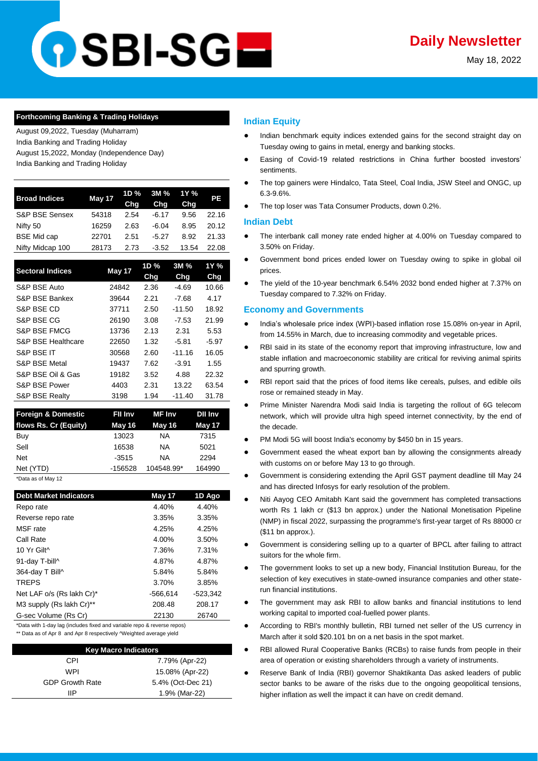# SBI-SG

## Daily Newsletter

May 18, 2022

### Forthcoming Banking & Trading Holidays

August 09,2022, Tuesday (Muharram)
India Banking and Trading Holiday
August 15,2022, Monday (Independence Day)
India Banking and Trading Holiday

| Broad Indices | May 17 | 1D % Chg | 3M % Chg | 1Y % Chg | PE |
|---|---|---|---|---|---|
| S&P BSE Sensex | 54318 | 2.54 | -6.17 | 9.56 | 22.16 |
| Nifty 50 | 16259 | 2.63 | -6.04 | 8.95 | 20.12 |
| BSE Mid cap | 22701 | 2.51 | -5.27 | 8.92 | 21.33 |
| Nifty Midcap 100 | 28173 | 2.73 | -3.52 | 13.54 | 22.08 |

| Sectoral Indices | May 17 | 1D % Chg | 3M % Chg | 1Y % Chg |
|---|---|---|---|---|
| S&P BSE Auto | 24842 | 2.36 | -4.69 | 10.66 |
| S&P BSE Bankex | 39644 | 2.21 | -7.68 | 4.17 |
| S&P BSE CD | 37711 | 2.50 | -11.50 | 18.92 |
| S&P BSE CG | 26190 | 3.08 | -7.53 | 21.99 |
| S&P BSE FMCG | 13736 | 2.13 | 2.31 | 5.53 |
| S&P BSE Healthcare | 22650 | 1.32 | -5.81 | -5.97 |
| S&P BSE IT | 30568 | 2.60 | -11.16 | 16.05 |
| S&P BSE Metal | 19437 | 7.62 | -3.91 | 1.55 |
| S&P BSE Oil & Gas | 19182 | 3.52 | 4.88 | 22.32 |
| S&P BSE Power | 4403 | 2.31 | 13.22 | 63.54 |
| S&P BSE Realty | 3198 | 1.94 | -11.40 | 31.78 |

| Foreign & Domestic flows Rs. Cr (Equity) | FII Inv May 16 | MF Inv May 16 | DII Inv May 17 |
|---|---|---|---|
| Buy | 13023 | NA | 7315 |
| Sell | 16538 | NA | 5021 |
| Net | -3515 | NA | 2294 |
| Net (YTD) | -156528 | 104548.99* | 164990 |

*Data as of May 12

| Debt Market Indicators | May 17 | 1D Ago |
|---|---|---|
| Repo rate | 4.40% | 4.40% |
| Reverse repo rate | 3.35% | 3.35% |
| MSF rate | 4.25% | 4.25% |
| Call Rate | 4.00% | 3.50% |
| 10 Yr Gilt^ | 7.36% | 7.31% |
| 91-day T-bill^ | 4.87% | 4.87% |
| 364-day T Bill^ | 5.84% | 5.84% |
| TREPS | 3.70% | 3.85% |
| Net LAF o/s (Rs lakh Cr)* | -566,614 | -523,342 |
| M3 supply (Rs lakh Cr)** | 208.48 | 208.17 |
| G-sec Volume (Rs Cr) | 22130 | 26740 |

*Data with 1-day lag (includes fixed and variable repo & reverse repos)
** Data as of Apr 8 and Apr 8 respectively ^Weighted average yield

| Key Macro Indicators | |
|---|---|
| CPI | 7.79% (Apr-22) |
| WPI | 15.08% (Apr-22) |
| GDP Growth Rate | 5.4% (Oct-Dec 21) |
| IIP | 1.9% (Mar-22) |

### Indian Equity

- Indian benchmark equity indices extended gains for the second straight day on Tuesday owing to gains in metal, energy and banking stocks.
- Easing of Covid-19 related restrictions in China further boosted investors' sentiments.
- The top gainers were Hindalco, Tata Steel, Coal India, JSW Steel and ONGC, up 6.3-9.6%.
- The top loser was Tata Consumer Products, down 0.2%.

### Indian Debt

- The interbank call money rate ended higher at 4.00% on Tuesday compared to 3.50% on Friday.
- Government bond prices ended lower on Tuesday owing to spike in global oil prices.
- The yield of the 10-year benchmark 6.54% 2032 bond ended higher at 7.37% on Tuesday compared to 7.32% on Friday.

### Economy and Governments

- India's wholesale price index (WPI)-based inflation rose 15.08% on-year in April, from 14.55% in March, due to increasing commodity and vegetable prices.
- RBI said in its state of the economy report that improving infrastructure, low and stable inflation and macroeconomic stability are critical for reviving animal spirits and spurring growth.
- RBI report said that the prices of food items like cereals, pulses, and edible oils rose or remained steady in May.
- Prime Minister Narendra Modi said India is targeting the rollout of 6G telecom network, which will provide ultra high speed internet connectivity, by the end of the decade.
- PM Modi 5G will boost India's economy by $450 bn in 15 years.
- Government eased the wheat export ban by allowing the consignments already with customs on or before May 13 to go through.
- Government is considering extending the April GST payment deadline till May 24 and has directed Infosys for early resolution of the problem.
- Niti Aayog CEO Amitabh Kant said the government has completed transactions worth Rs 1 lakh cr ($13 bn approx.) under the National Monetisation Pipeline (NMP) in fiscal 2022, surpassing the programme's first-year target of Rs 88000 cr ($11 bn approx.).
- Government is considering selling up to a quarter of BPCL after failing to attract suitors for the whole firm.
- The government looks to set up a new body, Financial Institution Bureau, for the selection of key executives in state-owned insurance companies and other state-run financial institutions.
- The government may ask RBI to allow banks and financial institutions to lend working capital to imported coal-fuelled power plants.
- According to RBI's monthly bulletin, RBI turned net seller of the US currency in March after it sold $20.101 bn on a net basis in the spot market.
- RBI allowed Rural Cooperative Banks (RCBs) to raise funds from people in their area of operation or existing shareholders through a variety of instruments.
- Reserve Bank of India (RBI) governor Shaktikanta Das asked leaders of public sector banks to be aware of the risks due to the ongoing geopolitical tensions, higher inflation as well the impact it can have on credit demand.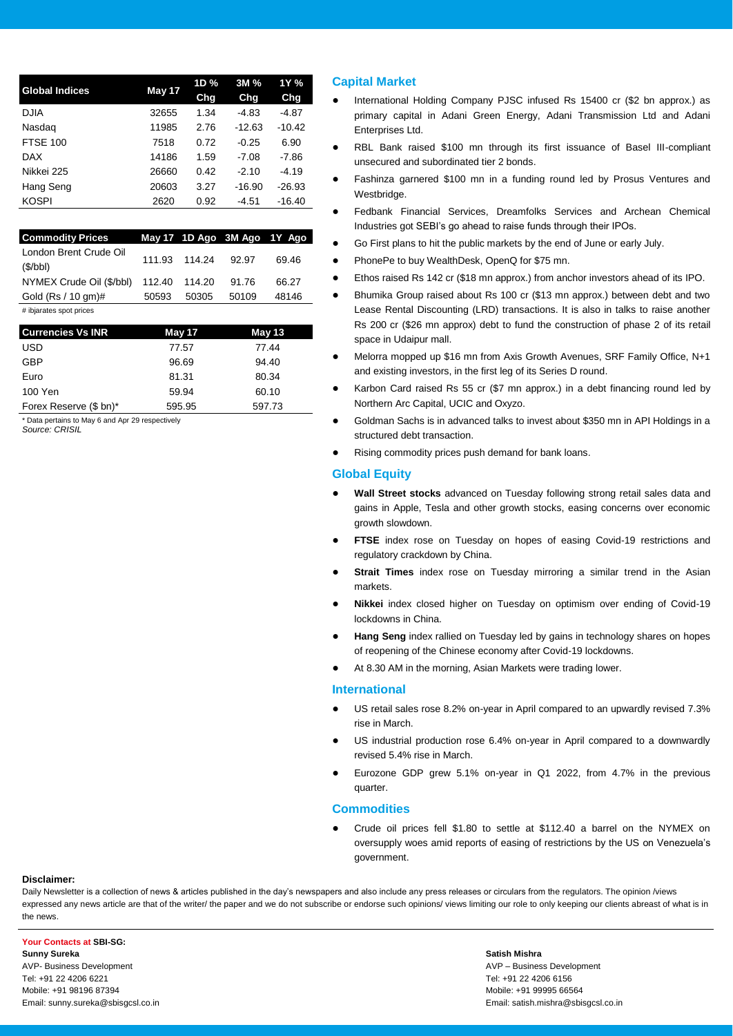| Global Indices | May 17 | 1D % Chg | 3M % Chg | 1Y % Chg |
|---|---|---|---|---|
| DJIA | 32655 | 1.34 | -4.83 | -4.87 |
| Nasdaq | 11985 | 2.76 | -12.63 | -10.42 |
| FTSE 100 | 7518 | 0.72 | -0.25 | 6.90 |
| DAX | 14186 | 1.59 | -7.08 | -7.86 |
| Nikkei 225 | 26660 | 0.42 | -2.10 | -4.19 |
| Hang Seng | 20603 | 3.27 | -16.90 | -26.93 |
| KOSPI | 2620 | 0.92 | -4.51 | -16.40 |

| Commodity Prices | May 17 | 1D Ago | 3M Ago | 1Y Ago |
|---|---|---|---|---|
| London Brent Crude Oil ($/bbl) | 111.93 | 114.24 | 92.97 | 69.46 |
| NYMEX Crude Oil ($/bbl) | 112.40 | 114.20 | 91.76 | 66.27 |
| Gold (Rs / 10 gm)# | 50593 | 50305 | 50109 | 48146 |

# ibjarates spot prices

| Currencies Vs INR | May 17 | May 13 |
|---|---|---|
| USD | 77.57 | 77.44 |
| GBP | 96.69 | 94.40 |
| Euro | 81.31 | 80.34 |
| 100 Yen | 59.94 | 60.10 |
| Forex Reserve ($ bn)* | 595.95 | 597.73 |

\* Data pertains to May 6 and Apr 29 respectively
*Source: CRISIL*

## Capital Market

- International Holding Company PJSC infused Rs 15400 cr ($2 bn approx.) as primary capital in Adani Green Energy, Adani Transmission Ltd and Adani Enterprises Ltd.
- RBL Bank raised $100 mn through its first issuance of Basel III-compliant unsecured and subordinated tier 2 bonds.
- Fashinza garnered $100 mn in a funding round led by Prosus Ventures and Westbridge.
- Fedbank Financial Services, Dreamfolks Services and Archean Chemical Industries got SEBI's go ahead to raise funds through their IPOs.
- Go First plans to hit the public markets by the end of June or early July.
- PhonePe to buy WealthDesk, OpenQ for $75 mn.
- Ethos raised Rs 142 cr ($18 mn approx.) from anchor investors ahead of its IPO.
- Bhumika Group raised about Rs 100 cr ($13 mn approx.) between debt and two Lease Rental Discounting (LRD) transactions. It is also in talks to raise another Rs 200 cr ($26 mn approx) debt to fund the construction of phase 2 of its retail space in Udaipur mall.
- Melorra mopped up $16 mn from Axis Growth Avenues, SRF Family Office, N+1 and existing investors, in the first leg of its Series D round.
- Karbon Card raised Rs 55 cr ($7 mn approx.) in a debt financing round led by Northern Arc Capital, UCIC and Oxyzo.
- Goldman Sachs is in advanced talks to invest about $350 mn in API Holdings in a structured debt transaction.
- Rising commodity prices push demand for bank loans.

## Global Equity

- **Wall Street stocks** advanced on Tuesday following strong retail sales data and gains in Apple, Tesla and other growth stocks, easing concerns over economic growth slowdown.
- **FTSE** index rose on Tuesday on hopes of easing Covid-19 restrictions and regulatory crackdown by China.
- **Strait Times** index rose on Tuesday mirroring a similar trend in the Asian markets.
- **Nikkei** index closed higher on Tuesday on optimism over ending of Covid-19 lockdowns in China.
- **Hang Seng** index rallied on Tuesday led by gains in technology shares on hopes of reopening of the Chinese economy after Covid-19 lockdowns.
- At 8.30 AM in the morning, Asian Markets were trading lower.

## International

- US retail sales rose 8.2% on-year in April compared to an upwardly revised 7.3% rise in March.
- US industrial production rose 6.4% on-year in April compared to a downwardly revised 5.4% rise in March.
- Eurozone GDP grew 5.1% on-year in Q1 2022, from 4.7% in the previous quarter.

## Commodities

- Crude oil prices fell $1.80 to settle at $112.40 a barrel on the NYMEX on oversupply woes amid reports of easing of restrictions by the US on Venezuela's government.

**Disclaimer:**

Daily Newsletter is a collection of news & articles published in the day's newspapers and also include any press releases or circulars from the regulators. The opinion /views expressed any news article are that of the writer/ the paper and we do not subscribe or endorse such opinions/ views limiting our role to only keeping our clients abreast of what is in the news.

**Your Contacts at SBI-SG:**

**Sunny Sureka**
AVP- Business Development
Tel: +91 22 4206 6221
Mobile: +91 98196 87394
Email: sunny.sureka@sbisgcsl.co.in

**Satish Mishra**
AVP – Business Development
Tel: +91 22 4206 6156
Mobile: +91 99995 66564
Email: satish.mishra@sbisgcsl.co.in